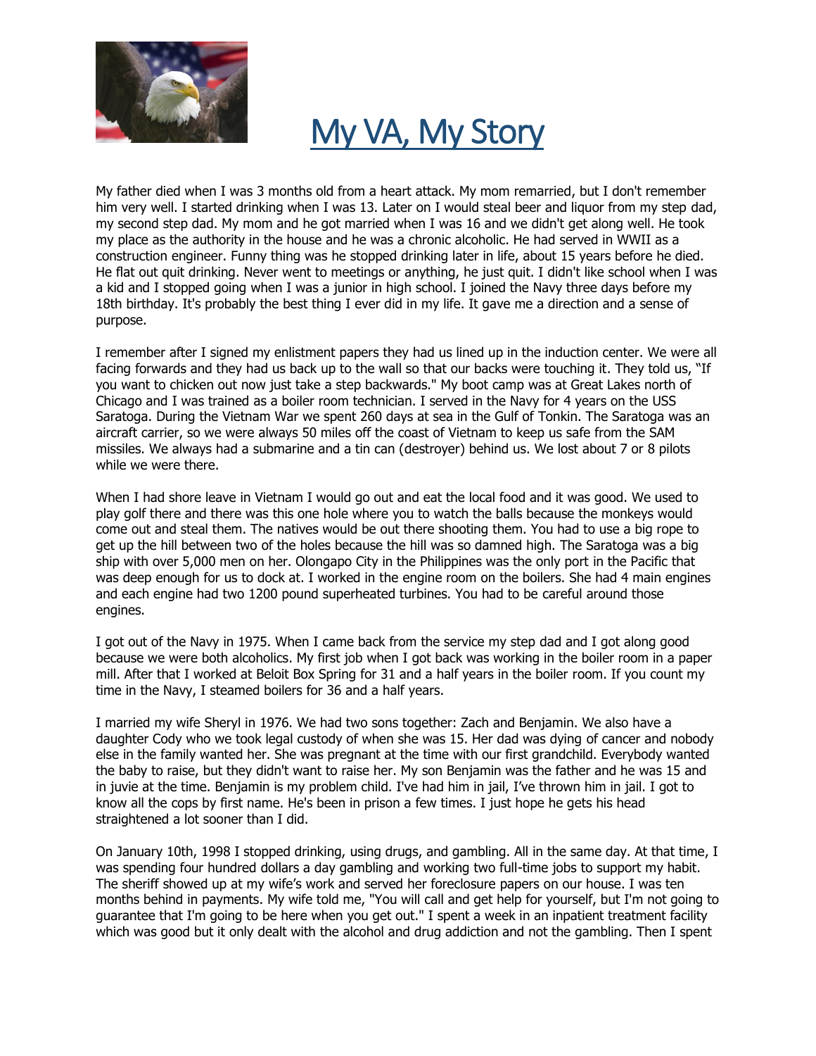# My VA, My Story

My father died when I was 3 months old from a heart attack. My mom remarried, but I don't remember him very well. I started drinking when I was 13. Later on I would steal beer and liquor from my step dad, my second step dad. My mom and he got married when I was 16 and we didn't get along well. He took my place as the authority in the house and he was a chronic alcoholic. He had served in WWII as a construction engineer. Funny thing was he stopped drinking later in life, about 15 years before he died. He flat out quit drinking. Never went to meetings or anything, he just quit. I didn't like school when I was a kid and I stopped going when I was a junior in high school. I joined the Navy three days before my 18th birthday. It's probably the best thing I ever did in my life. It gave me a direction and a sense of purpose.

I remember after I signed my enlistment papers they had us lined up in the induction center. We were all facing forwards and they had us back up to the wall so that our backs were touching it. They told us, "If you want to chicken out now just take a step backwards." My boot camp was at Great Lakes north of Chicago and I was trained as a boiler room technician. I served in the Navy for 4 years on the USS Saratoga. During the Vietnam War we spent 260 days at sea in the Gulf of Tonkin. The Saratoga was an aircraft carrier, so we were always 50 miles off the coast of Vietnam to keep us safe from the SAM missiles. We always had a submarine and a tin can (destroyer) behind us. We lost about 7 or 8 pilots while we were there.

When I had shore leave in Vietnam I would go out and eat the local food and it was good. We used to play golf there and there was this one hole where you to watch the balls because the monkeys would come out and steal them. The natives would be out there shooting them. You had to use a big rope to get up the hill between two of the holes because the hill was so damned high. The Saratoga was a big ship with over 5,000 men on her. Olongapo City in the Philippines was the only port in the Pacific that was deep enough for us to dock at. I worked in the engine room on the boilers. She had 4 main engines and each engine had two 1200 pound superheated turbines. You had to be careful around those engines.

I got out of the Navy in 1975. When I came back from the service my step dad and I got along good because we were both alcoholics. My first job when I got back was working in the boiler room in a paper mill. After that I worked at Beloit Box Spring for 31 and a half years in the boiler room. If you count my time in the Navy, I steamed boilers for 36 and a half years.

I married my wife Sheryl in 1976. We had two sons together: Zach and Benjamin. We also have a daughter Cody who we took legal custody of when she was 15. Her dad was dying of cancer and nobody else in the family wanted her. She was pregnant at the time with our first grandchild. Everybody wanted the baby to raise, but they didn't want to raise her. My son Benjamin was the father and he was 15 and in juvie at the time. Benjamin is my problem child. I've had him in jail, I've thrown him in jail. I got to know all the cops by first name. He's been in prison a few times. I just hope he gets his head straightened a lot sooner than I did.

On January 10th, 1998 I stopped drinking, using drugs, and gambling. All in the same day. At that time, I was spending four hundred dollars a day gambling and working two full-time jobs to support my habit. The sheriff showed up at my wife's work and served her foreclosure papers on our house. I was ten months behind in payments. My wife told me, "You will call and get help for yourself, but I'm not going to guarantee that I'm going to be here when you get out." I spent a week in an inpatient treatment facility which was good but it only dealt with the alcohol and drug addiction and not the gambling. Then I spent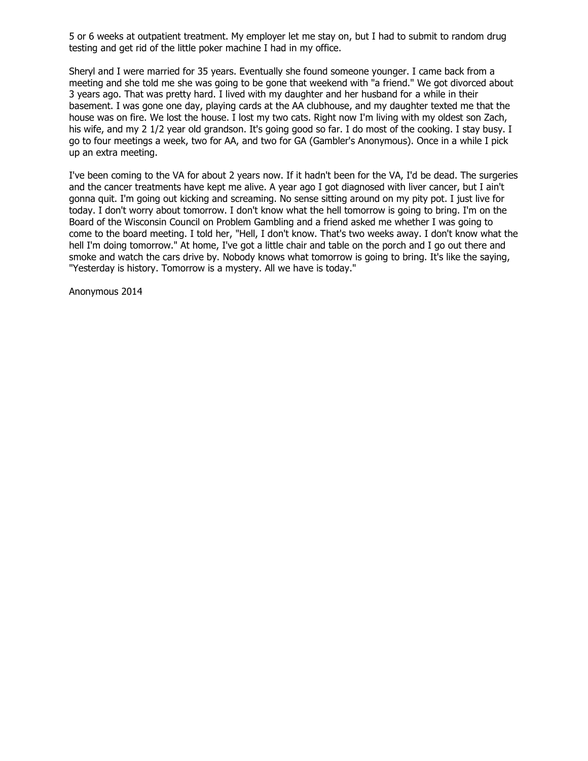5 or 6 weeks at outpatient treatment. My employer let me stay on, but I had to submit to random drug testing and get rid of the little poker machine I had in my office.

Sheryl and I were married for 35 years. Eventually she found someone younger. I came back from a meeting and she told me she was going to be gone that weekend with "a friend." We got divorced about 3 years ago. That was pretty hard. I lived with my daughter and her husband for a while in their basement. I was gone one day, playing cards at the AA clubhouse, and my daughter texted me that the house was on fire. We lost the house. I lost my two cats. Right now I'm living with my oldest son Zach, his wife, and my 2 1/2 year old grandson. It's going good so far. I do most of the cooking. I stay busy. I go to four meetings a week, two for AA, and two for GA (Gambler's Anonymous). Once in a while I pick up an extra meeting.

I've been coming to the VA for about 2 years now. If it hadn't been for the VA, I'd be dead. The surgeries and the cancer treatments have kept me alive. A year ago I got diagnosed with liver cancer, but I ain't gonna quit. I'm going out kicking and screaming. No sense sitting around on my pity pot. I just live for today. I don't worry about tomorrow. I don't know what the hell tomorrow is going to bring. I'm on the Board of the Wisconsin Council on Problem Gambling and a friend asked me whether I was going to come to the board meeting. I told her, "Hell, I don't know. That's two weeks away. I don't know what the hell I'm doing tomorrow." At home, I've got a little chair and table on the porch and I go out there and smoke and watch the cars drive by. Nobody knows what tomorrow is going to bring. It's like the saying, "Yesterday is history. Tomorrow is a mystery. All we have is today."

Anonymous 2014